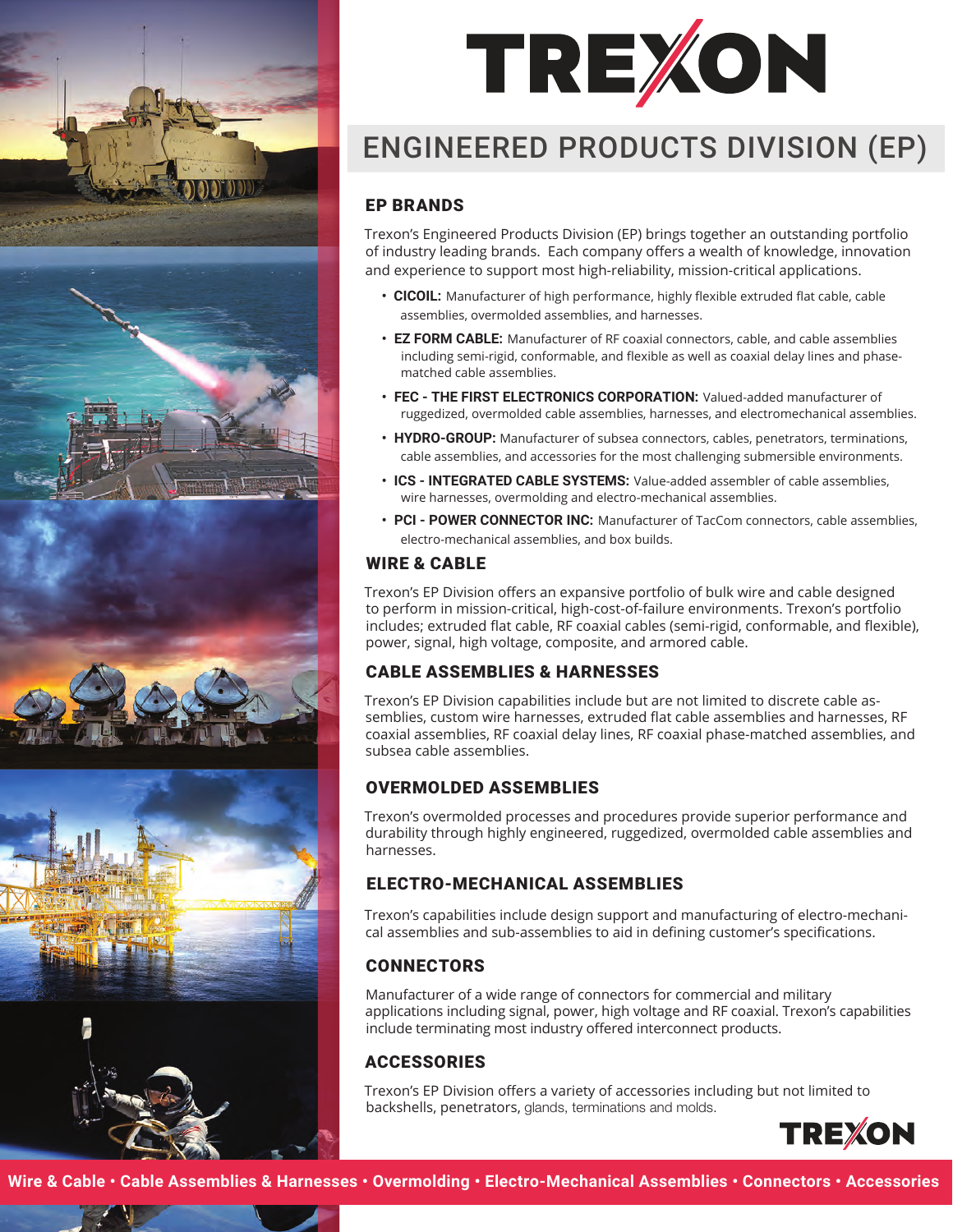# TREXON

## ENGINEERED PRODUCTS DIVISION (EP)

### EP BRANDS

Trexon's Engineered Products Division (EP) brings together an outstanding portfolio of industry leading brands. Each company offers a wealth of knowledge, innovation and experience to support most high-reliability, mission-critical applications.

- **CICOIL:** Manufacturer of high performance, highly flexible extruded flat cable, cable assemblies, overmolded assemblies, and harnesses.
- **EZ FORM CABLE:** Manufacturer of RF coaxial connectors, cable, and cable assemblies including semi-rigid, conformable, and flexible as well as coaxial delay lines and phase-matched cable assemblies.
- **FEC - THE FIRST ELECTRONICS CORPORATION:** Valued-added manufacturer of ruggedized, overmolded cable assemblies, harnesses, and electromechanical assemblies.
- **HYDRO-GROUP:** Manufacturer of subsea connectors, cables, penetrators, terminations, cable assemblies, and accessories for the most challenging submersible environments.
- **ICS - INTEGRATED CABLE SYSTEMS:** Value-added assembler of cable assemblies, wire harnesses, overmolding and electro-mechanical assemblies.
- **PCI - POWER CONNECTOR INC:** Manufacturer of TacCom connectors, cable assemblies, electro-mechanical assemblies, and box builds.

### WIRE & CABLE

Trexon's EP Division offers an expansive portfolio of bulk wire and cable designed to perform in mission-critical, high-cost-of-failure environments. Trexon's portfolio includes; extruded flat cable, RF coaxial cables (semi-rigid, conformable, and flexible), power, signal, high voltage, composite, and armored cable.

### CABLE ASSEMBLIES & HARNESSES

Trexon's EP Division capabilities include but are not limited to discrete cable assemblies, custom wire harnesses, extruded flat cable assemblies and harnesses, RF coaxial assemblies, RF coaxial delay lines, RF coaxial phase-matched assemblies, and subsea cable assemblies.

### OVERMOLDED ASSEMBLIES

Trexon's overmolded processes and procedures provide superior performance and durability through highly engineered, ruggedized, overmolded cable assemblies and harnesses.

### ELECTRO-MECHANICAL ASSEMBLIES

Trexon's capabilities include design support and manufacturing of electro-mechanical assemblies and sub-assemblies to aid in defining customer's specifications.

### CONNECTORS

Manufacturer of a wide range of connectors for commercial and military applications including signal, power, high voltage and RF coaxial. Trexon's capabilities include terminating most industry offered interconnect products.

### ACCESSORIES

Trexon's EP Division offers a variety of accessories including but not limited to backshells, penetrators, glands, terminations and molds.

TREXON

**Wire & Cable • Cable Assemblies & Harnesses • Overmolding • Electro-Mechanical Assemblies • Connectors • Accessories**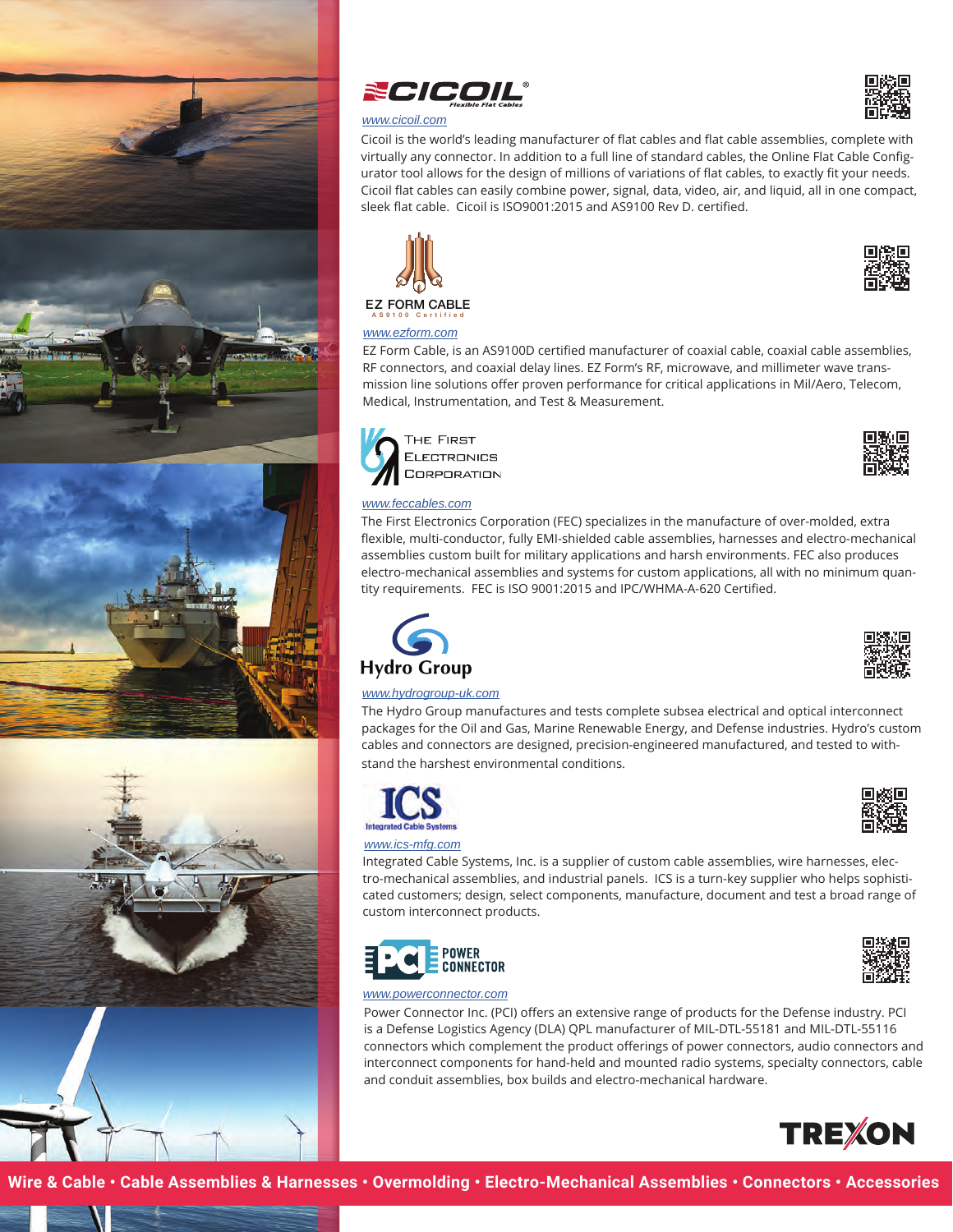## CICOIL

Flexible Flat Cables

www.cicoil.com

Cicoil is the world's leading manufacturer of flat cables and flat cable assemblies, complete with virtually any connector. In addition to a full line of standard cables, the Online Flat Cable Configurator tool allows for the design of millions of variations of flat cables, to exactly fit your needs. Cicoil flat cables can easily combine power, signal, data, video, air, and liquid, all in one compact, sleek flat cable. Cicoil is ISO9001:2015 and AS9100 Rev D. certified.

## EZ FORM CABLE

AS9100 Certified

www.ezform.com

EZ Form Cable, is an AS9100D certified manufacturer of coaxial cable, coaxial cable assemblies, RF connectors, and coaxial delay lines. EZ Form's RF, microwave, and millimeter wave transmission line solutions offer proven performance for critical applications in Mil/Aero, Telecom, Medical, Instrumentation, and Test & Measurement.

## The First Electronics Corporation

www.feccables.com

The First Electronics Corporation (FEC) specializes in the manufacture of over-molded, extra flexible, multi-conductor, fully EMI-shielded cable assemblies, harnesses and electro-mechanical assemblies custom built for military applications and harsh environments. FEC also produces electro-mechanical assemblies and systems for custom applications, all with no minimum quantity requirements. FEC is ISO 9001:2015 and IPC/WHMA-A-620 Certified.

## Hydro Group

www.hydrogroup-uk.com

The Hydro Group manufactures and tests complete subsea electrical and optical interconnect packages for the Oil and Gas, Marine Renewable Energy, and Defense industries. Hydro's custom cables and connectors are designed, precision-engineered manufactured, and tested to withstand the harshest environmental conditions.

## ICS

Integrated Cable Systems

www.ics-mfg.com

Integrated Cable Systems, Inc. is a supplier of custom cable assemblies, wire harnesses, electro-mechanical assemblies, and industrial panels. ICS is a turn-key supplier who helps sophisticated customers; design, select components, manufacture, document and test a broad range of custom interconnect products.

## PCI Power Connector

www.powerconnector.com

Power Connector Inc. (PCI) offers an extensive range of products for the Defense industry. PCI is a Defense Logistics Agency (DLA) QPL manufacturer of MIL-DTL-55181 and MIL-DTL-55116 connectors which complement the product offerings of power connectors, audio connectors and interconnect components for hand-held and mounted radio systems, specialty connectors, cable and conduit assemblies, box builds and electro-mechanical hardware.

TREXON

**Wire & Cable • Cable Assemblies & Harnesses • Overmolding • Electro-Mechanical Assemblies • Connectors • Accessories**